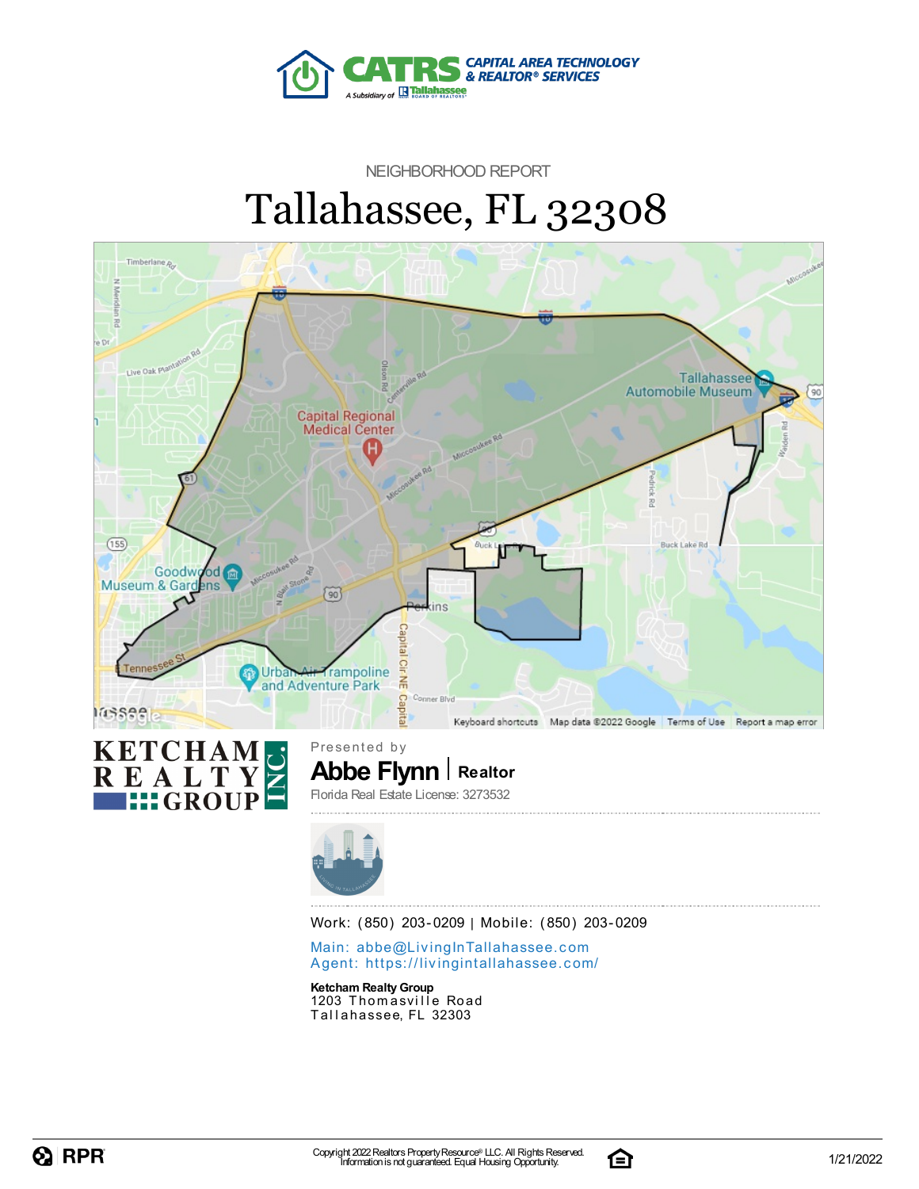CATRS CAPITAL AREA TECHNOLOGY & REALTOR® SERVICES

A Subsidiary of Tallahassee Board of Realtors

NEIGHBORHOOD REPORT

# Tallahassee, FL 32308

KETCHAM REALTY GROUP INC.

Presented by

**Abbe Flynn** | **Realtor**

Florida Real Estate License: 3273532

Work: (850) 203-0209 | Mobile: (850) 203-0209

Main: abbe@LivingInTallahassee.com
Agent: https://livingintallahassee.com/

**Ketcham Realty Group**
1203 Thomasville Road
Tallahassee, FL 32303

RPR

Copyright 2022 Realtors Property Resource® LLC. All Rights Reserved.
Information is not guaranteed. Equal Housing Opportunity.

1/21/2022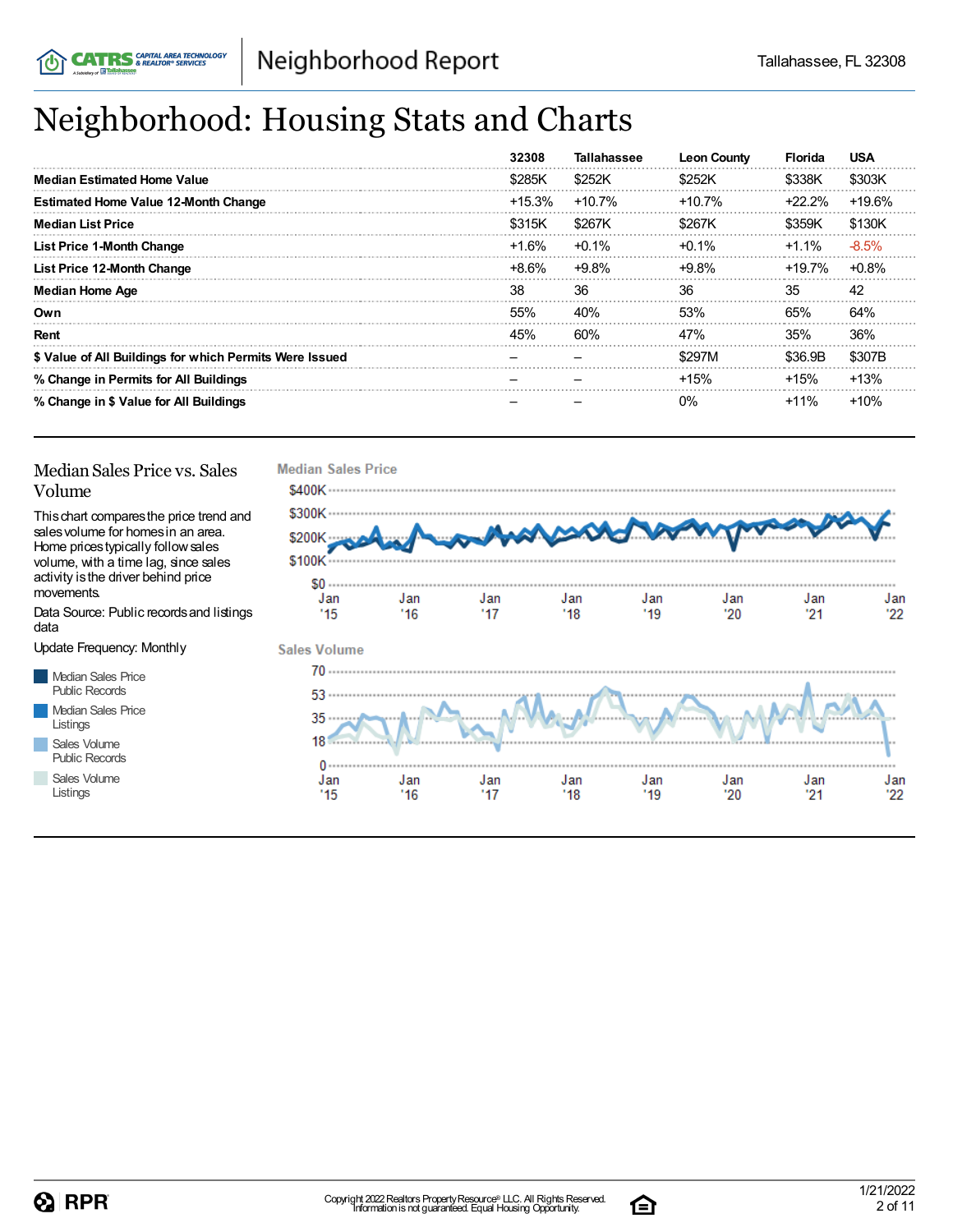# Neighborhood: Housing Stats and Charts

| | 32308 | Tallahassee | Leon County | Florida | USA |
|---|---|---|---|---|---|
| **Median Estimated Home Value** | $285K | $252K | $252K | $338K | $303K |
| **Estimated Home Value 12-Month Change** | +15.3% | +10.7% | +10.7% | +22.2% | +19.6% |
| **Median List Price** | $315K | $267K | $267K | $359K | $130K |
| **List Price 1-Month Change** | +1.6% | +0.1% | +0.1% | +1.1% | -8.5% |
| **List Price 12-Month Change** | +8.6% | +9.8% | +9.8% | +19.7% | +0.8% |
| **Median Home Age** | 38 | 36 | 36 | 35 | 42 |
| **Own** | 55% | 40% | 53% | 65% | 64% |
| **Rent** | 45% | 60% | 47% | 35% | 36% |
| **$ Value of All Buildings for which Permits Were Issued** | – | – | $297M | $36.9B | $307B |
| **% Change in Permits for All Buildings** | – | – | +15% | +15% | +13% |
| **% Change in $ Value for All Buildings** | – | – | 0% | +11% | +10% |

## Median Sales Price vs. Sales Volume

This chart compares the price trend and sales volume for homes in an area. Home prices typically follow sales volume, with a time lag, since sales activity is the driver behind price movements.

Data Source: Public records and listings data

Update Frequency: Monthly

- Median Sales Price Public Records
- Median Sales Price Listings
- Sales Volume Public Records
- Sales Volume Listings

**Median Sales Price**

$400K, $300K, $200K, $100K, $0

Jan '15, Jan '16, Jan '17, Jan '18, Jan '19, Jan '20, Jan '21, Jan '22

**Sales Volume**

70, 53, 35, 18, 0

Jan '15, Jan '16, Jan '17, Jan '18, Jan '19, Jan '20, Jan '21, Jan '22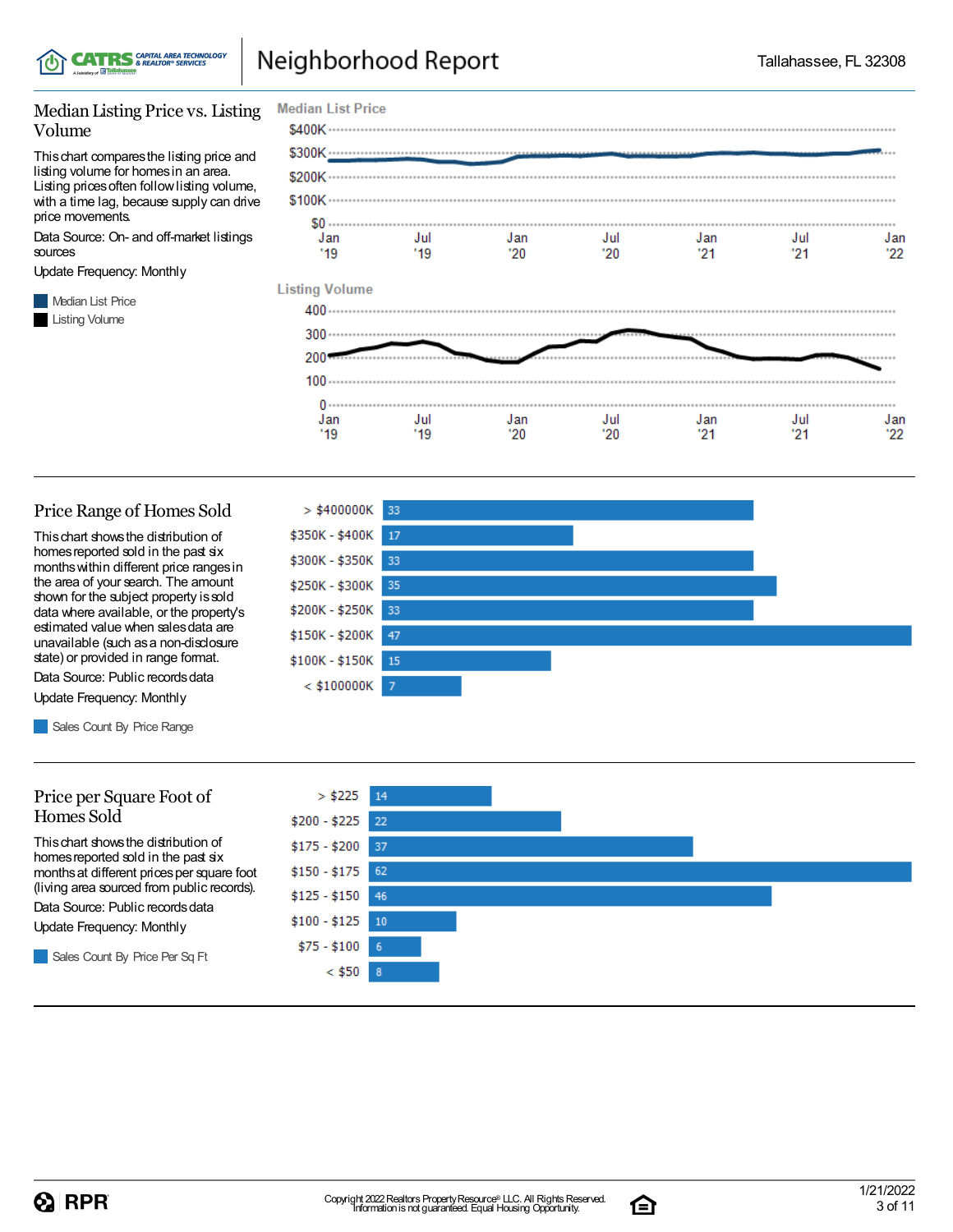## Median Listing Price vs. Listing Volume

This chart compares the listing price and listing volume for homes in an area. Listing prices often follow listing volume, with a time lag, because supply can drive price movements.

Data Source: On- and off-market listings sources

Update Frequency: Monthly

Median List Price

Listing Volume

**Median List Price**

$400K
$300K
$200K
$100K
$0

Jan '19 | Jul '19 | Jan '20 | Jul '20 | Jan '21 | Jul '21 | Jan '22

**Listing Volume**

400
300
200
100
0

Jan '19 | Jul '19 | Jan '20 | Jul '20 | Jan '21 | Jul '21 | Jan '22

## Price Range of Homes Sold

This chart shows the distribution of homes reported sold in the past six months within different price ranges in the area of your search. The amount shown for the subject property is sold data where available, or the property's estimated value when sales data are unavailable (such as a non-disclosure state) or provided in range format.

Data Source: Public records data

Update Frequency: Monthly

Sales Count By Price Range

| Price Range | Sales Count |
|---|---|
| > $400000K | 33 |
| $350K - $400K | 17 |
| $300K - $350K | 33 |
| $250K - $300K | 35 |
| $200K - $250K | 33 |
| $150K - $200K | 47 |
| $100K - $150K | 15 |
| < $100000K | 7 |

## Price per Square Foot of Homes Sold

This chart shows the distribution of homes reported sold in the past six months at different prices per square foot (living area sourced from public records).

Data Source: Public records data

Update Frequency: Monthly

Sales Count By Price Per Sq Ft

| Price Per Sq Ft | Sales Count |
|---|---|
| > $225 | 14 |
| $200 - $225 | 22 |
| $175 - $200 | 37 |
| $150 - $175 | 62 |
| $125 - $150 | 46 |
| $100 - $125 | 10 |
| $75 - $100 | 6 |
| < $50 | 8 |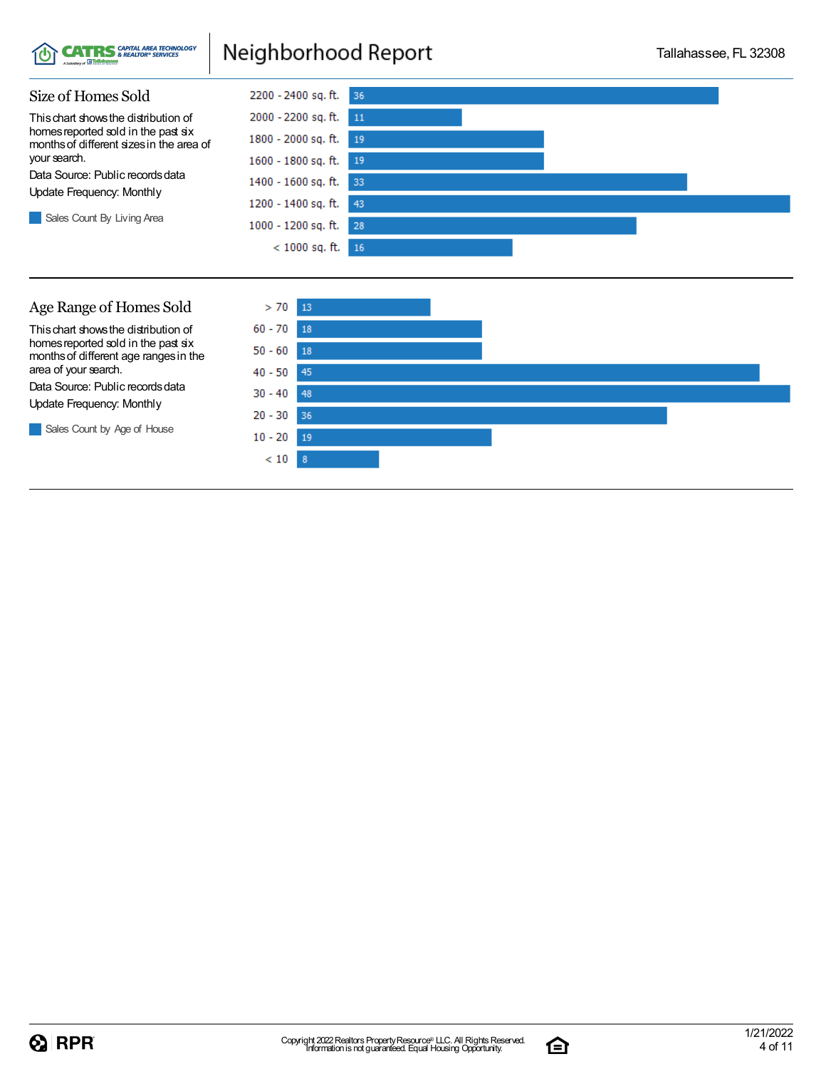## Size of Homes Sold

This chart shows the distribution of homes reported sold in the past six months of different sizes in the area of your search.

Data Source: Public records data

Update Frequency: Monthly

Sales Count By Living Area

| Living Area | Sales Count |
|---|---|
| 2200 - 2400 sq. ft. | 36 |
| 2000 - 2200 sq. ft. | 11 |
| 1800 - 2000 sq. ft. | 19 |
| 1600 - 1800 sq. ft. | 19 |
| 1400 - 1600 sq. ft. | 33 |
| 1200 - 1400 sq. ft. | 43 |
| 1000 - 1200 sq. ft. | 28 |
| < 1000 sq. ft. | 16 |

## Age Range of Homes Sold

This chart shows the distribution of homes reported sold in the past six months of different age ranges in the area of your search.

Data Source: Public records data

Update Frequency: Monthly

Sales Count by Age of House

| Age of House | Sales Count |
|---|---|
| > 70 | 13 |
| 60 - 70 | 18 |
| 50 - 60 | 18 |
| 40 - 50 | 45 |
| 30 - 40 | 48 |
| 20 - 30 | 36 |
| 10 - 20 | 19 |
| < 10 | 8 |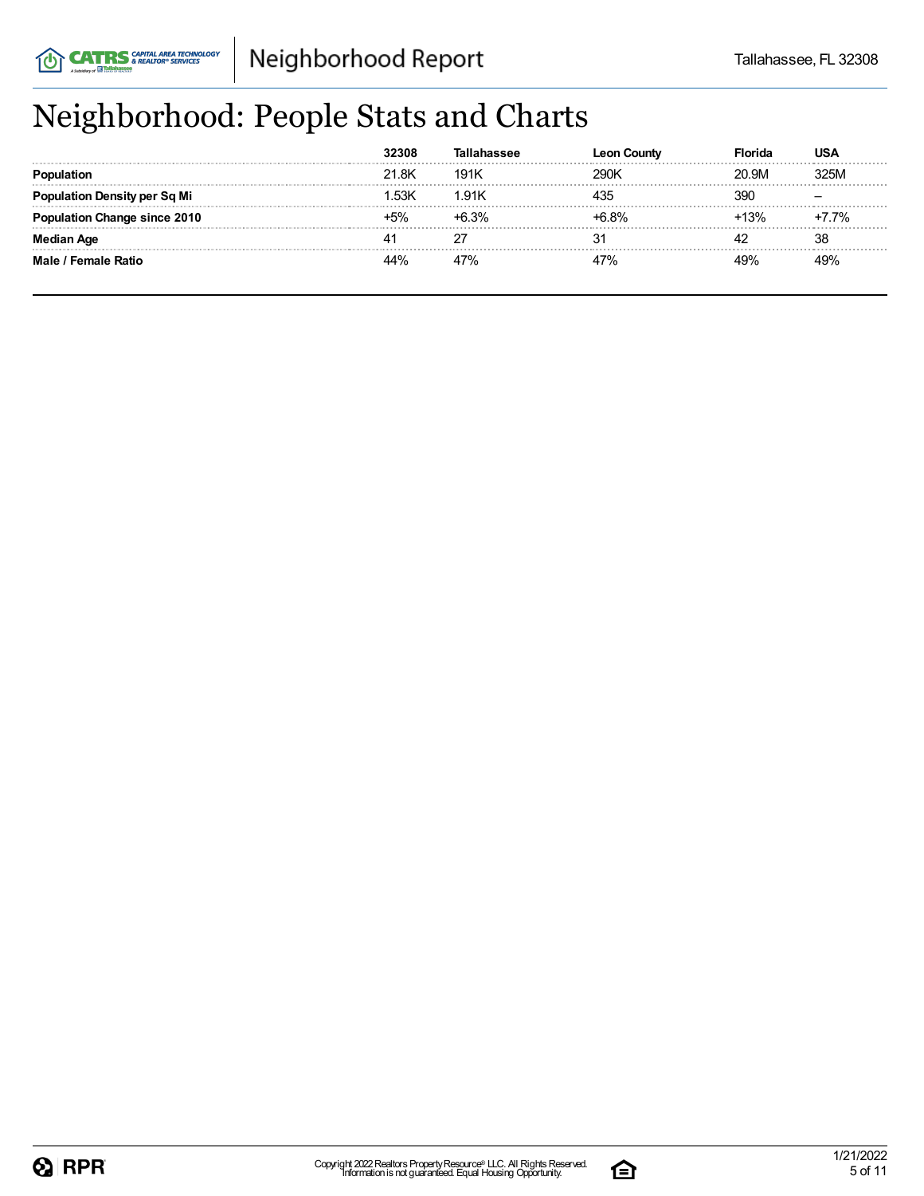# Neighborhood: People Stats and Charts

| | 32308 | Tallahassee | Leon County | Florida | USA |
|---|---|---|---|---|---|
| **Population** | 21.8K | 191K | 290K | 20.9M | 325M |
| **Population Density per Sq Mi** | 1.53K | 1.91K | 435 | 390 | – |
| **Population Change since 2010** | +5% | +6.3% | +6.8% | +13% | +7.7% |
| **Median Age** | 41 | 27 | 31 | 42 | 38 |
| **Male / Female Ratio** | 44% | 47% | 47% | 49% | 49% |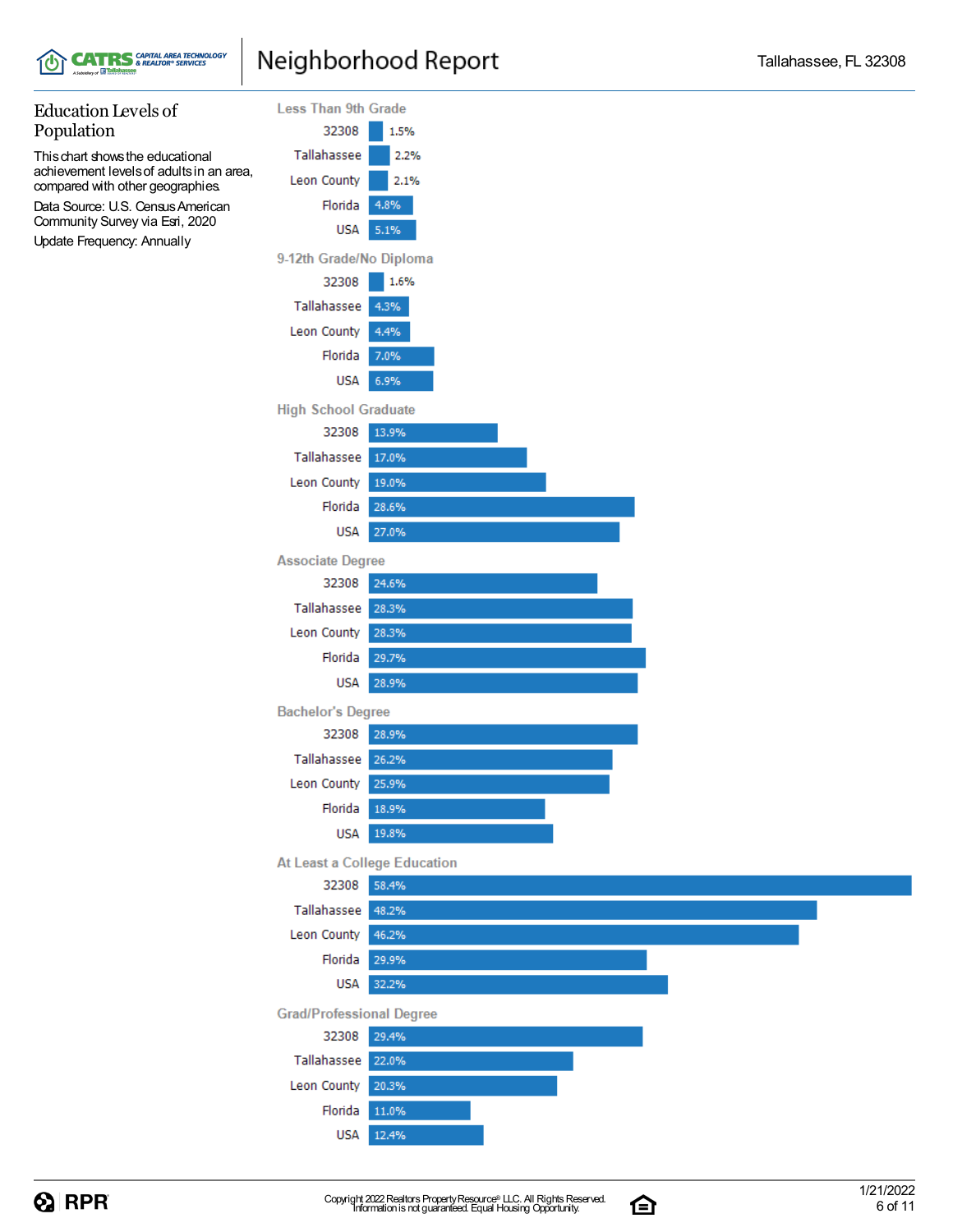## Education Levels of Population

This chart shows the educational achievement levels of adults in an area, compared with other geographies.

Data Source: U.S. Census American Community Survey via Esri, 2020

Update Frequency: Annually

| Category | 32308 | Tallahassee | Leon County | Florida | USA |
|---|---|---|---|---|---|
| Less Than 9th Grade | 1.5% | 2.2% | 2.1% | 4.8% | 5.1% |
| 9-12th Grade/No Diploma | 1.6% | 4.3% | 4.4% | 7.0% | 6.9% |
| High School Graduate | 13.9% | 17.0% | 19.0% | 28.6% | 27.0% |
| Associate Degree | 24.6% | 28.3% | 28.3% | 29.7% | 28.9% |
| Bachelor's Degree | 28.9% | 26.2% | 25.9% | 18.9% | 19.8% |
| At Least a College Education | 58.4% | 48.2% | 46.2% | 29.9% | 32.2% |
| Grad/Professional Degree | 29.4% | 22.0% | 20.3% | 11.0% | 12.4% |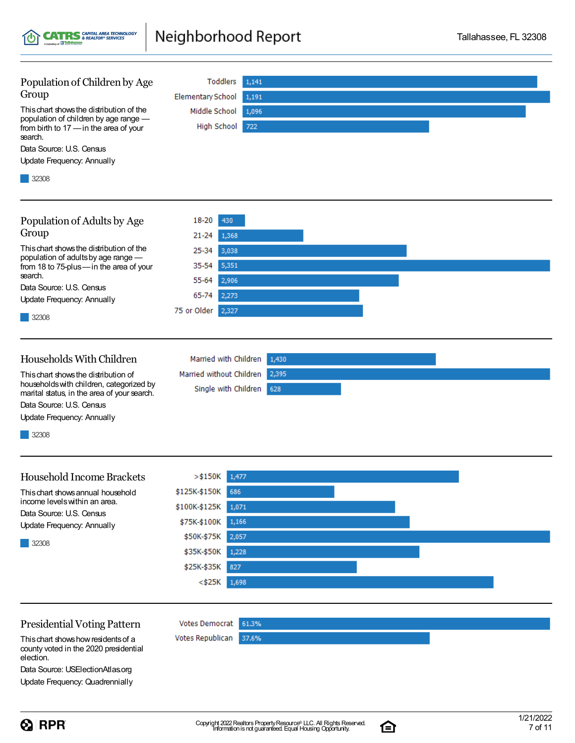## Population of Children by Age Group

This chart shows the distribution of the population of children by age range — from birth to 17 — in the area of your search.

Data Source: U.S. Census

Update Frequency: Annually

| Age Group | 32308 |
| --- | --- |
| Toddlers | 1,141 |
| Elementary School | 1,191 |
| Middle School | 1,096 |
| High School | 722 |

## Population of Adults by Age Group

This chart shows the distribution of the population of adults by age range — from 18 to 75-plus — in the area of your search.

Data Source: U.S. Census

Update Frequency: Annually

| Age Group | 32308 |
| --- | --- |
| 18-20 | 430 |
| 21-24 | 1,368 |
| 25-34 | 3,038 |
| 35-54 | 5,351 |
| 55-64 | 2,906 |
| 65-74 | 2,273 |
| 75 or Older | 2,327 |

## Households With Children

This chart shows the distribution of households with children, categorized by marital status, in the area of your search.

Data Source: U.S. Census

Update Frequency: Annually

| Household Type | 32308 |
| --- | --- |
| Married with Children | 1,430 |
| Married without Children | 2,395 |
| Single with Children | 628 |

## Household Income Brackets

This chart shows annual household income levels within an area.

Data Source: U.S. Census

Update Frequency: Annually

| Income Bracket | 32308 |
| --- | --- |
| >$150K | 1,477 |
| $125K-$150K | 686 |
| $100K-$125K | 1,071 |
| $75K-$100K | 1,166 |
| $50K-$75K | 2,057 |
| $35K-$50K | 1,228 |
| $25K-$35K | 827 |
| <$25K | 1,698 |

## Presidential Voting Pattern

This chart shows how residents of a county voted in the 2020 presidential election.

Data Source: USElectionAtlas.org

Update Frequency: Quadrennially

| Vote | Percentage |
| --- | --- |
| Votes Democrat | 61.3% |
| Votes Republican | 37.6% |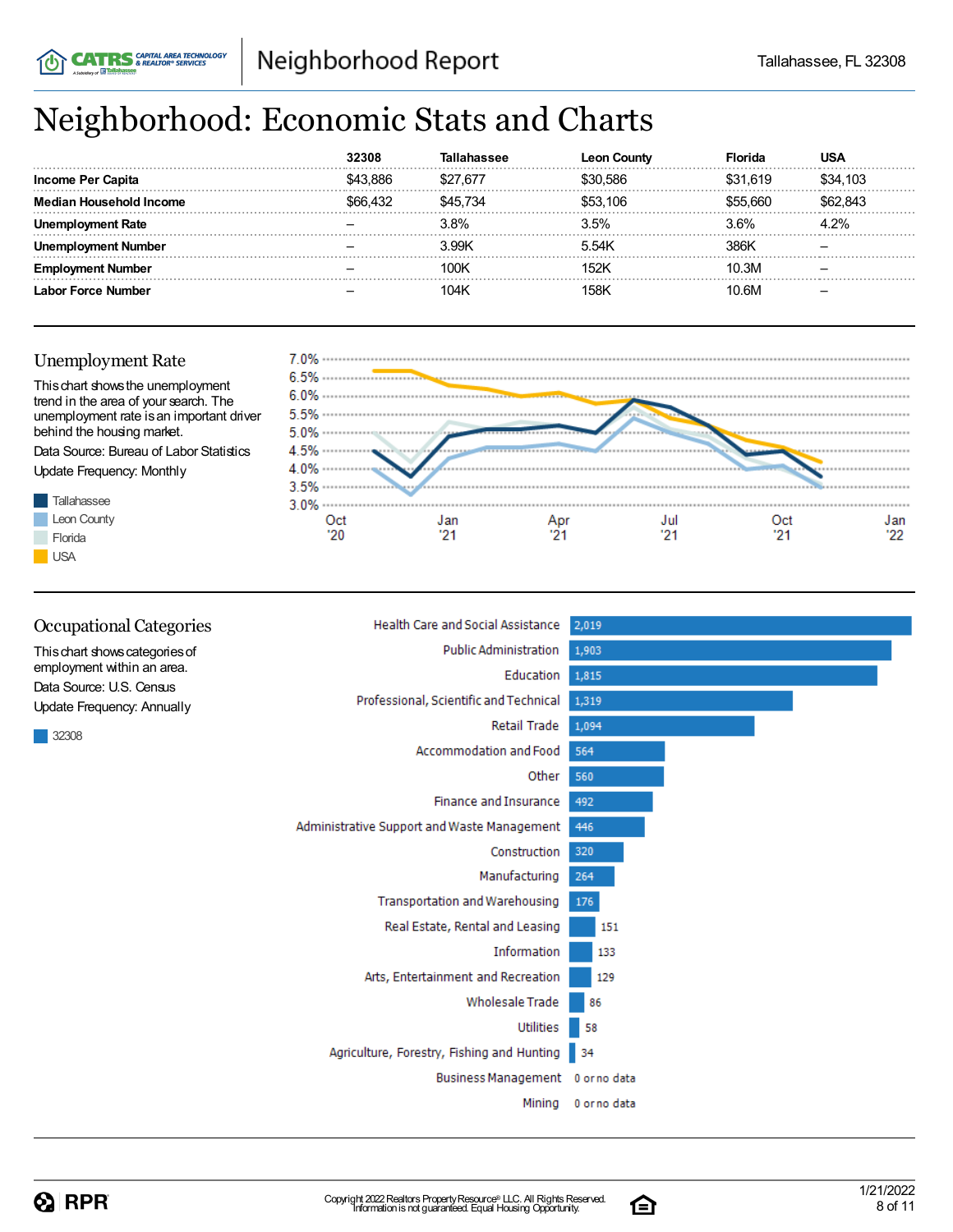# Neighborhood: Economic Stats and Charts

| | 32308 | Tallahassee | Leon County | Florida | USA |
|---|---|---|---|---|---|
| **Income Per Capita** | $43,886 | $27,677 | $30,586 | $31,619 | $34,103 |
| **Median Household Income** | $66,432 | $45,734 | $53,106 | $55,660 | $62,843 |
| **Unemployment Rate** | – | 3.8% | 3.5% | 3.6% | 4.2% |
| **Unemployment Number** | – | 3.99K | 5.54K | 386K | – |
| **Employment Number** | – | 100K | 152K | 10.3M | – |
| **Labor Force Number** | – | 104K | 158K | 10.6M | – |

## Unemployment Rate

This chart shows the unemployment trend in the area of your search. The unemployment rate is an important driver behind the housing market.

Data Source: Bureau of Labor Statistics

Update Frequency: Monthly

Tallahassee
Leon County
Florida
USA

## Occupational Categories

This chart shows categories of employment within an area.

Data Source: U.S. Census

Update Frequency: Annually

32308

| Category | 32308 |
|---|---|
| Health Care and Social Assistance | 2,019 |
| Public Administration | 1,903 |
| Education | 1,815 |
| Professional, Scientific and Technical | 1,319 |
| Retail Trade | 1,094 |
| Accommodation and Food | 564 |
| Other | 560 |
| Finance and Insurance | 492 |
| Administrative Support and Waste Management | 446 |
| Construction | 320 |
| Manufacturing | 264 |
| Transportation and Warehousing | 176 |
| Real Estate, Rental and Leasing | 151 |
| Information | 133 |
| Arts, Entertainment and Recreation | 129 |
| Wholesale Trade | 86 |
| Utilities | 58 |
| Agriculture, Forestry, Fishing and Hunting | 34 |
| Business Management | 0 or no data |
| Mining | 0 or no data |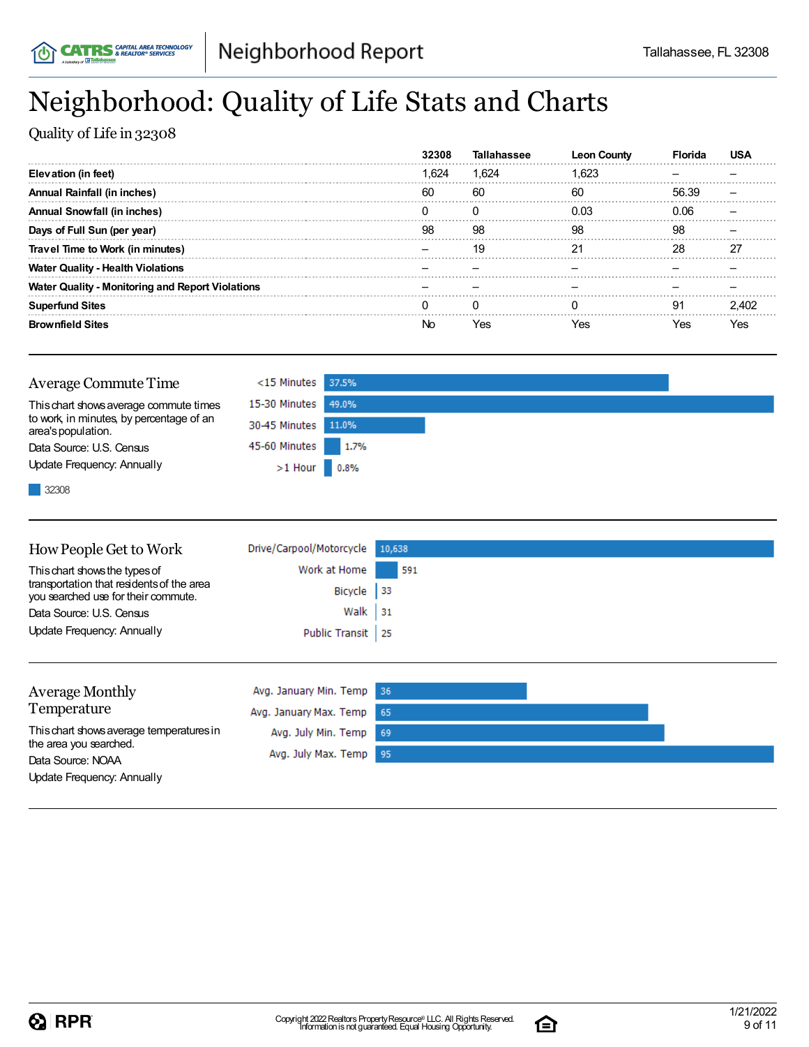# Neighborhood: Quality of Life Stats and Charts

Quality of Life in 32308

| | 32308 | Tallahassee | Leon County | Florida | USA |
|---|---|---|---|---|---|
| **Elevation (in feet)** | 1,624 | 1,624 | 1,623 | – | – |
| **Annual Rainfall (in inches)** | 60 | 60 | 60 | 56.39 | – |
| **Annual Snowfall (in inches)** | 0 | 0 | 0.03 | 0.06 | – |
| **Days of Full Sun (per year)** | 98 | 98 | 98 | 98 | – |
| **Travel Time to Work (in minutes)** | – | 19 | 21 | 28 | 27 |
| **Water Quality - Health Violations** | – | – | – | – | – |
| **Water Quality - Monitoring and Report Violations** | – | – | – | – | – |
| **Superfund Sites** | 0 | 0 | 0 | 91 | 2,402 |
| **Brownfield Sites** | No | Yes | Yes | Yes | Yes |

## Average Commute Time

This chart shows average commute times to work, in minutes, by percentage of an area's population.

Data Source: U.S. Census

Update Frequency: Annually

32308

| | 32308 |
|---|---|
| <15 Minutes | 37.5% |
| 15-30 Minutes | 49.0% |
| 30-45 Minutes | 11.0% |
| 45-60 Minutes | 1.7% |
| >1 Hour | 0.8% |

## How People Get to Work

This chart shows the types of transportation that residents of the area you searched use for their commute.

Data Source: U.S. Census

Update Frequency: Annually

| | |
|---|---|
| Drive/Carpool/Motorcycle | 10,638 |
| Work at Home | 591 |
| Bicycle | 33 |
| Walk | 31 |
| Public Transit | 25 |

## Average Monthly Temperature

This chart shows average temperatures in the area you searched.

Data Source: NOAA

Update Frequency: Annually

| | |
|---|---|
| Avg. January Min. Temp | 36 |
| Avg. January Max. Temp | 65 |
| Avg. July Min. Temp | 69 |
| Avg. July Max. Temp | 95 |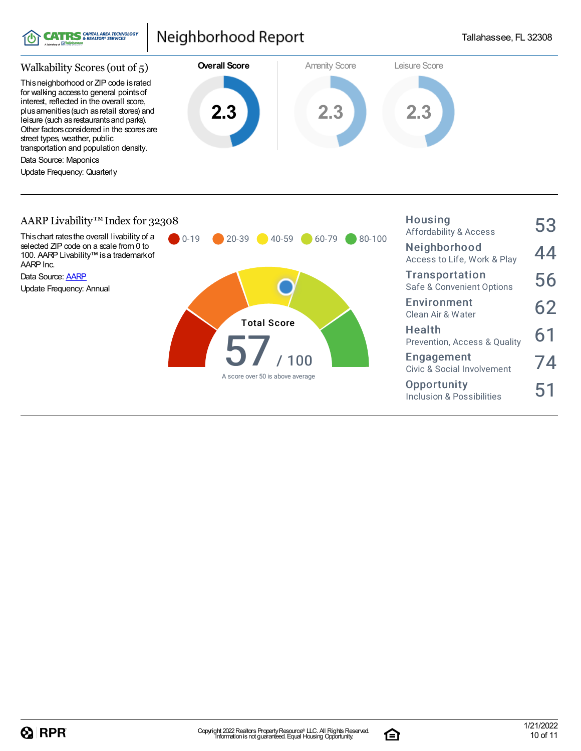# Neighborhood Report

Tallahassee, FL 32308

## Walkability Scores (out of 5)

This neighborhood or ZIP code is rated for walking access to general points of interest, reflected in the overall score, plus amenities (such as retail stores) and leisure (such as restaurants and parks). Other factors considered in the scores are street types, weather, public transportation and population density.

Data Source: Maponics

Update Frequency: Quarterly

| Overall Score | Amenity Score | Leisure Score |
|---|---|---|
| 2.3 | 2.3 | 2.3 |

## AARP Livability™ Index for 32308

This chart rates the overall livability of a selected ZIP code on a scale from 0 to 100. AARP Livability™ is a trademark of AARP Inc.

Data Source: AARP

Update Frequency: Annual

0-19 | 20-39 | 40-59 | 60-79 | 80-100

**Total Score**

**57** / 100

A score over 50 is above average

| Category | Score |
|---|---|
| **Housing** Affordability & Access | 53 |
| **Neighborhood** Access to Life, Work & Play | 44 |
| **Transportation** Safe & Convenient Options | 56 |
| **Environment** Clean Air & Water | 62 |
| **Health** Prevention, Access & Quality | 61 |
| **Engagement** Civic & Social Involvement | 74 |
| **Opportunity** Inclusion & Possibilities | 51 |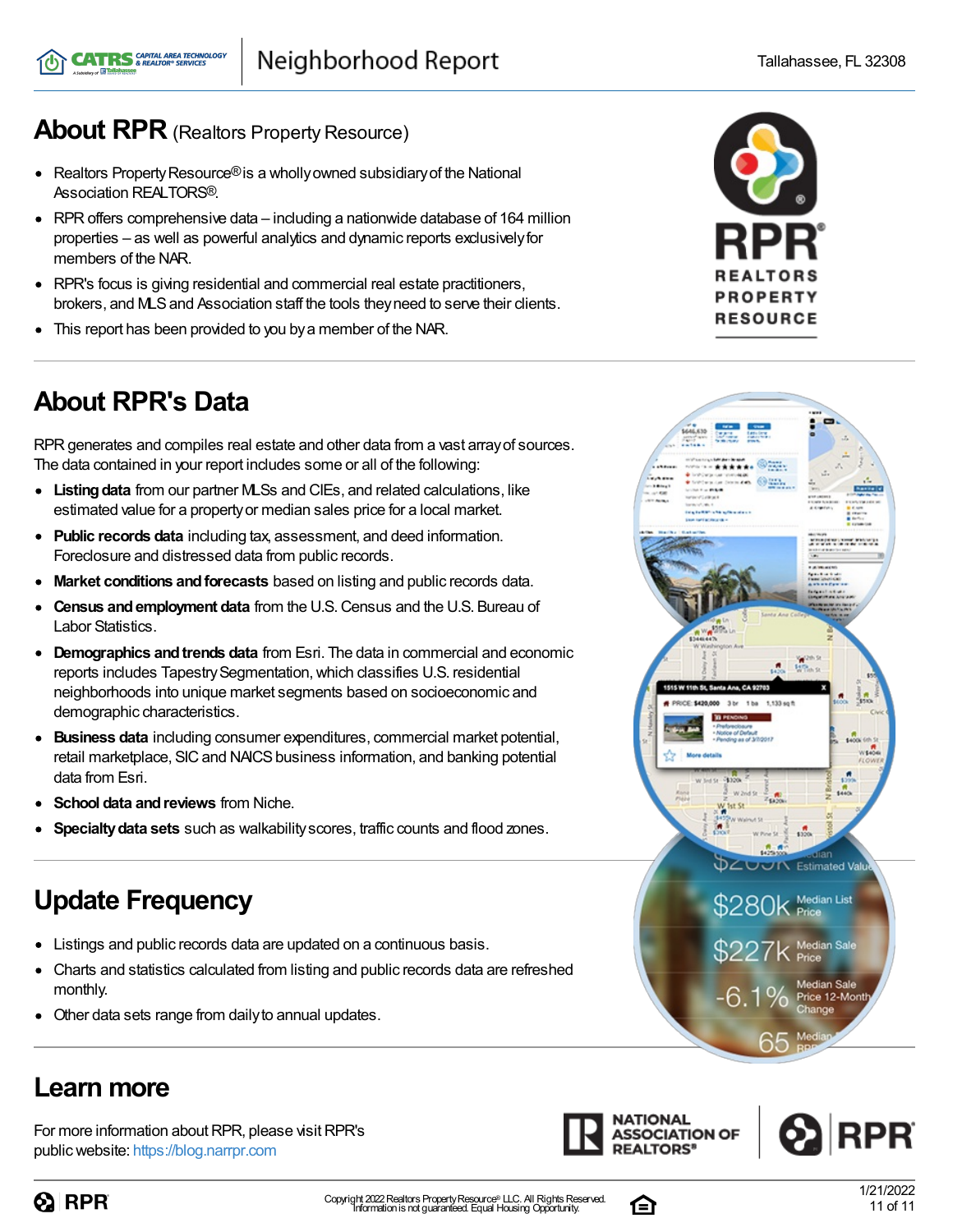## About RPR (Realtors Property Resource)

- Realtors Property Resource® is a wholly owned subsidiary of the National Association REALTORS®.
- RPR offers comprehensive data – including a nationwide database of 164 million properties – as well as powerful analytics and dynamic reports exclusively for members of the NAR.
- RPR's focus is giving residential and commercial real estate practitioners, brokers, and MLS and Association staff the tools they need to serve their clients.
- This report has been provided to you by a member of the NAR.

## About RPR's Data

RPR generates and compiles real estate and other data from a vast array of sources. The data contained in your report includes some or all of the following:

- **Listing data** from our partner MLSs and CIEs, and related calculations, like estimated value for a property or median sales price for a local market.
- **Public records data** including tax, assessment, and deed information. Foreclosure and distressed data from public records.
- **Market conditions and forecasts** based on listing and public records data.
- **Census and employment data** from the U.S. Census and the U.S. Bureau of Labor Statistics.
- **Demographics and trends data** from Esri. The data in commercial and economic reports includes Tapestry Segmentation, which classifies U.S. residential neighborhoods into unique market segments based on socioeconomic and demographic characteristics.
- **Business data** including consumer expenditures, commercial market potential, retail marketplace, SIC and NAICS business information, and banking potential data from Esri.
- **School data and reviews** from Niche.
- **Specialty data sets** such as walkability scores, traffic counts and flood zones.

## Update Frequency

- Listings and public records data are updated on a continuous basis.
- Charts and statistics calculated from listing and public records data are refreshed monthly.
- Other data sets range from daily to annual updates.

## Learn more

For more information about RPR, please visit RPR's public website: https://blog.narrpr.com

Copyright 2022 Realtors Property Resource® LLC. All Rights Reserved.
Information is not guaranteed. Equal Housing Opportunity.

1/21/2022